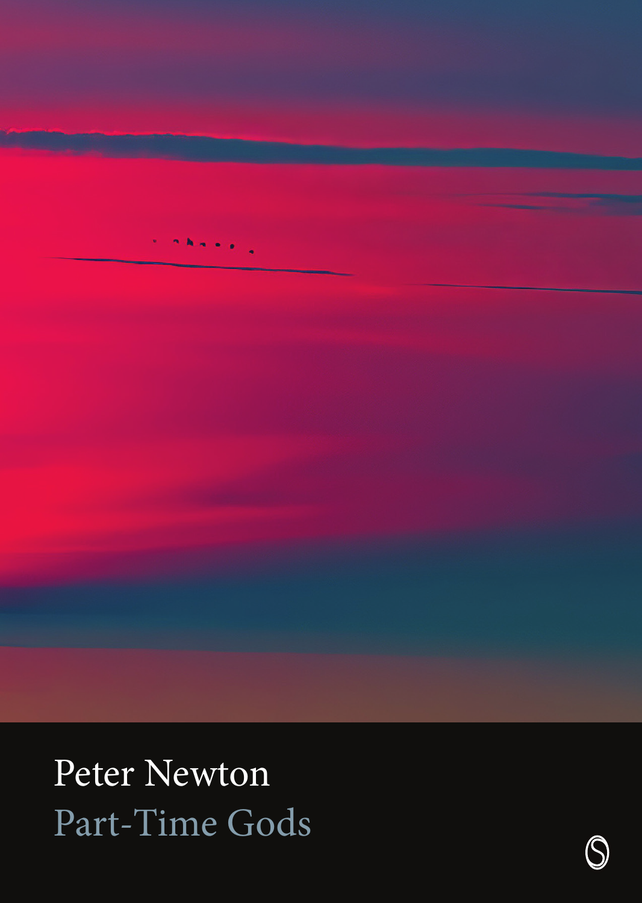Peter Newton

# Part-Time Gods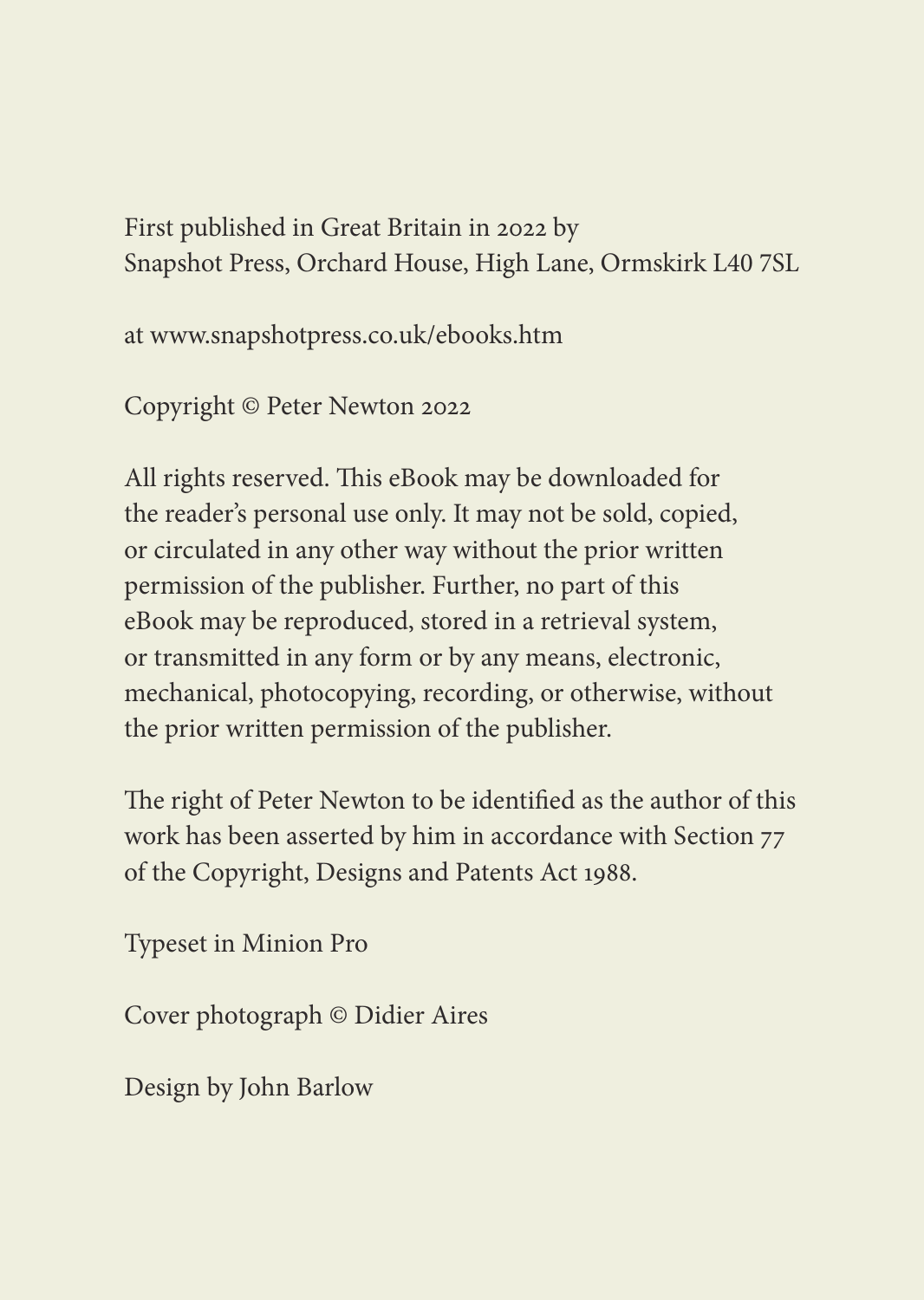First published in Great Britain in 2022 by
Snapshot Press, Orchard House, High Lane, Ormskirk L40 7SL

at www.snapshotpress.co.uk/ebooks.htm

Copyright © Peter Newton 2022

All rights reserved. This eBook may be downloaded for the reader's personal use only. It may not be sold, copied, or circulated in any other way without the prior written permission of the publisher. Further, no part of this eBook may be reproduced, stored in a retrieval system, or transmitted in any form or by any means, electronic, mechanical, photocopying, recording, or otherwise, without the prior written permission of the publisher.

The right of Peter Newton to be identified as the author of this work has been asserted by him in accordance with Section 77 of the Copyright, Designs and Patents Act 1988.

Typeset in Minion Pro

Cover photograph © Didier Aires

Design by John Barlow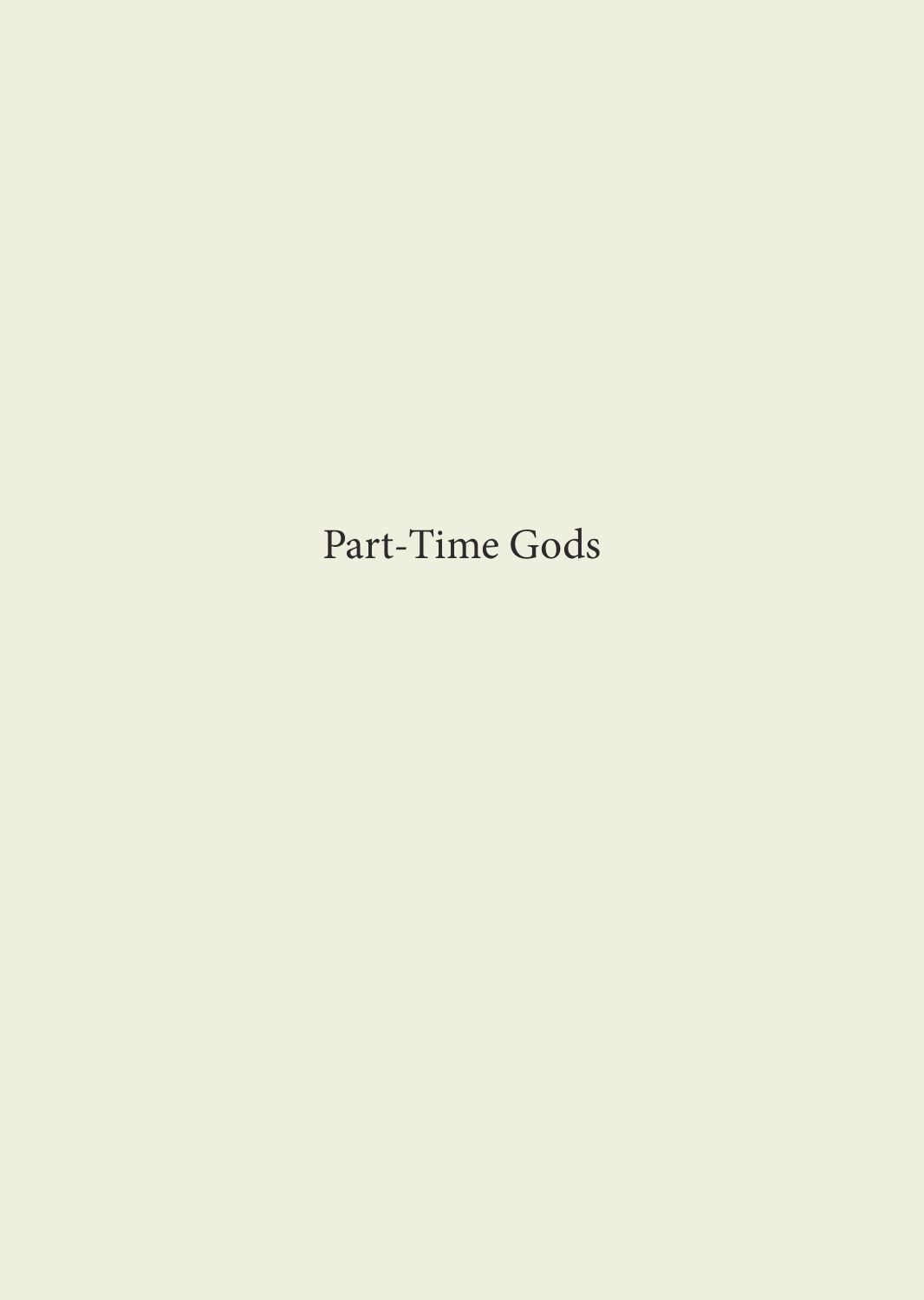# Part-Time Gods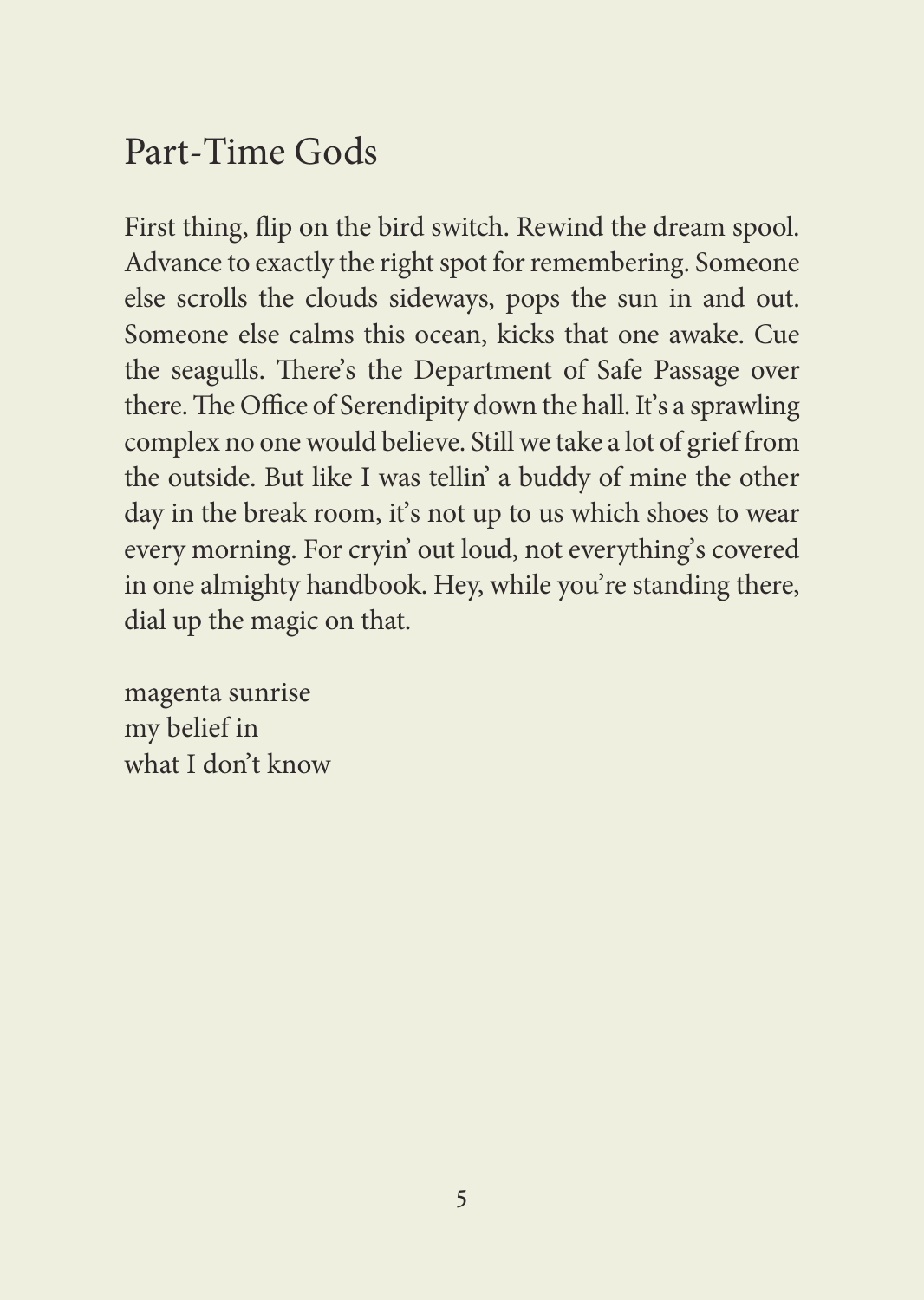# Part-Time Gods

First thing, flip on the bird switch. Rewind the dream spool. Advance to exactly the right spot for remembering. Someone else scrolls the clouds sideways, pops the sun in and out. Someone else calms this ocean, kicks that one awake. Cue the seagulls. There's the Department of Safe Passage over there. The Office of Serendipity down the hall. It's a sprawling complex no one would believe. Still we take a lot of grief from the outside. But like I was tellin' a buddy of mine the other day in the break room, it's not up to us which shoes to wear every morning. For cryin' out loud, not everything's covered in one almighty handbook. Hey, while you're standing there, dial up the magic on that.

magenta sunrise  
my belief in  
what I don't know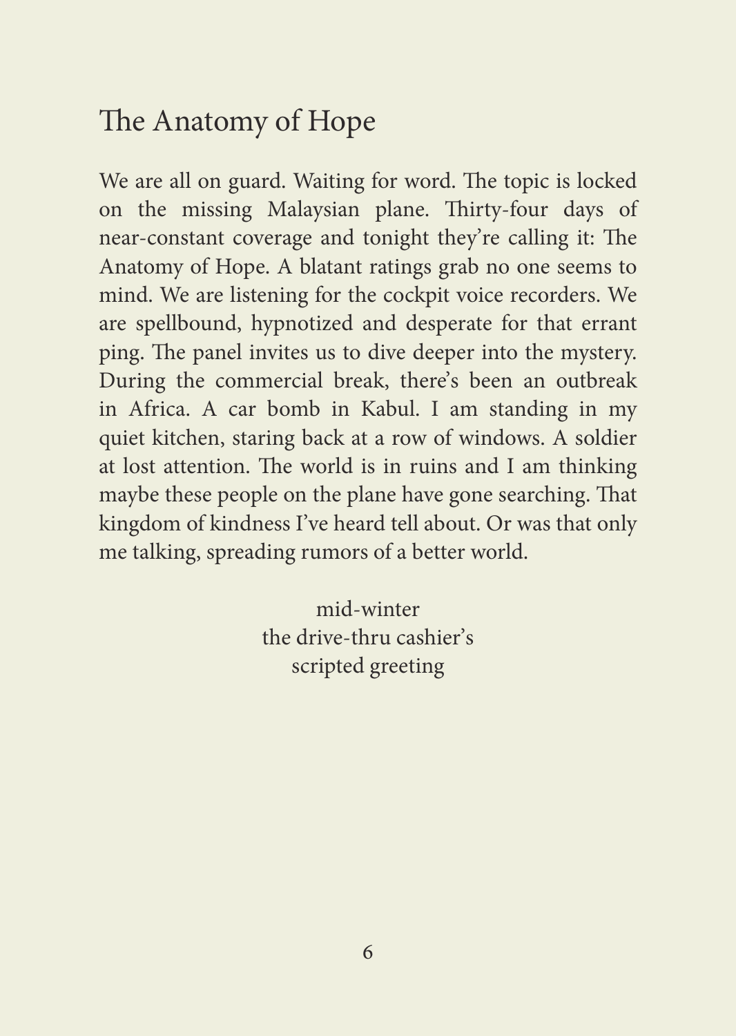# The Anatomy of Hope

We are all on guard. Waiting for word. The topic is locked on the missing Malaysian plane. Thirty-four days of near-constant coverage and tonight they're calling it: The Anatomy of Hope. A blatant ratings grab no one seems to mind. We are listening for the cockpit voice recorders. We are spellbound, hypnotized and desperate for that errant ping. The panel invites us to dive deeper into the mystery. During the commercial break, there's been an outbreak in Africa. A car bomb in Kabul. I am standing in my quiet kitchen, staring back at a row of windows. A soldier at lost attention. The world is in ruins and I am thinking maybe these people on the plane have gone searching. That kingdom of kindness I've heard tell about. Or was that only me talking, spreading rumors of a better world.

mid-winter  
the drive-thru cashier's  
scripted greeting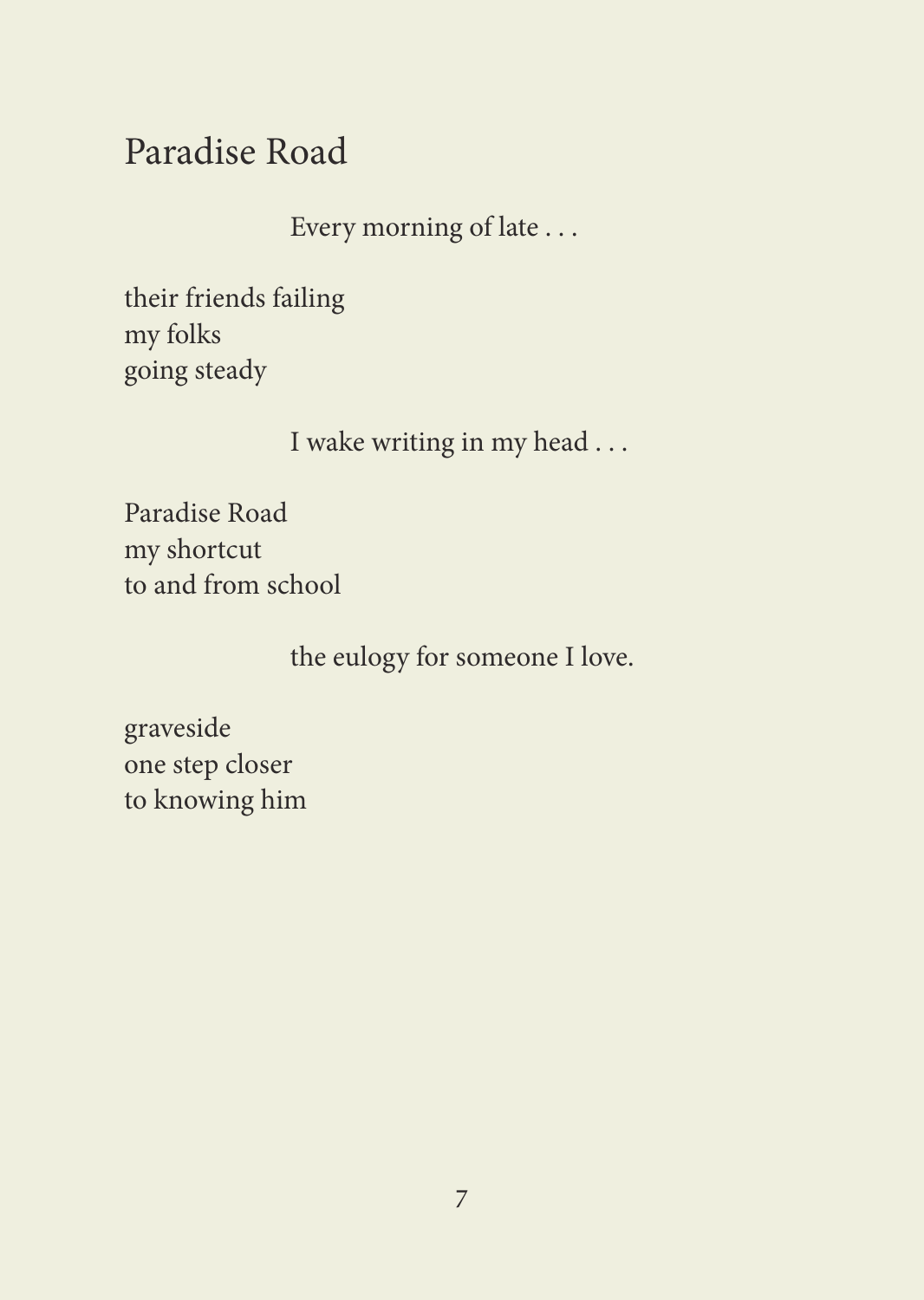# Paradise Road

Every morning of late . . .

their friends failing
my folks
going steady

I wake writing in my head . . .

Paradise Road
my shortcut
to and from school

the eulogy for someone I love.

graveside
one step closer
to knowing him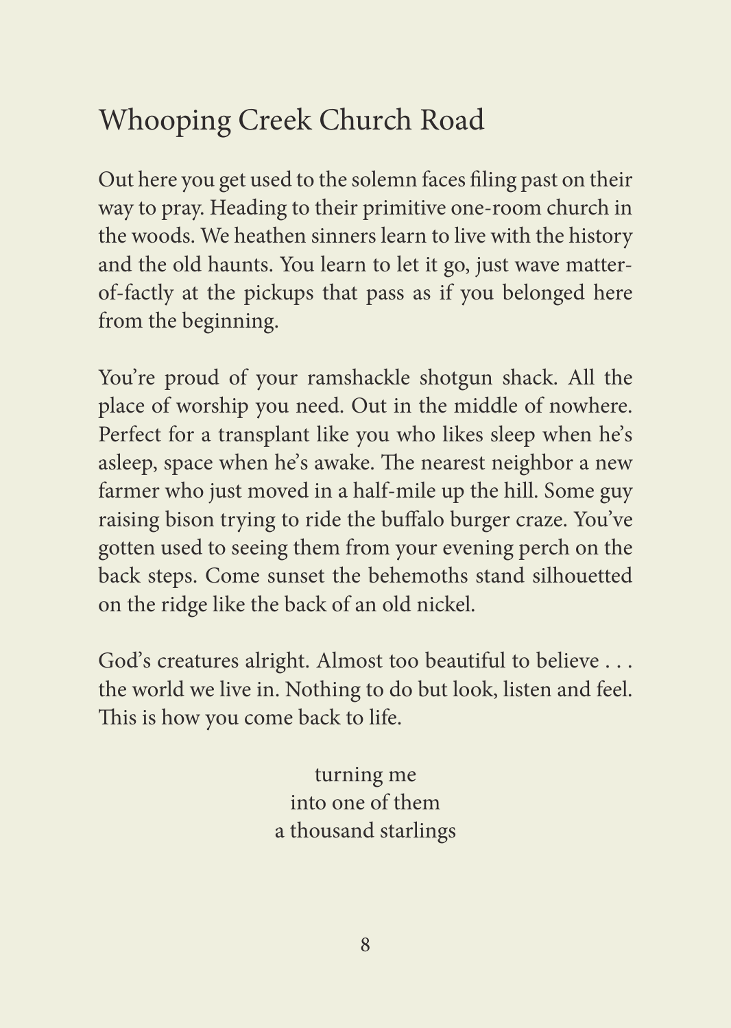# Whooping Creek Church Road

Out here you get used to the solemn faces filing past on their way to pray. Heading to their primitive one-room church in the woods. We heathen sinners learn to live with the history and the old haunts. You learn to let it go, just wave matter-of-factly at the pickups that pass as if you belonged here from the beginning.

You're proud of your ramshackle shotgun shack. All the place of worship you need. Out in the middle of nowhere. Perfect for a transplant like you who likes sleep when he's asleep, space when he's awake. The nearest neighbor a new farmer who just moved in a half-mile up the hill. Some guy raising bison trying to ride the buffalo burger craze. You've gotten used to seeing them from your evening perch on the back steps. Come sunset the behemoths stand silhouetted on the ridge like the back of an old nickel.

God's creatures alright. Almost too beautiful to believe . . . the world we live in. Nothing to do but look, listen and feel. This is how you come back to life.

turning me  
into one of them  
a thousand starlings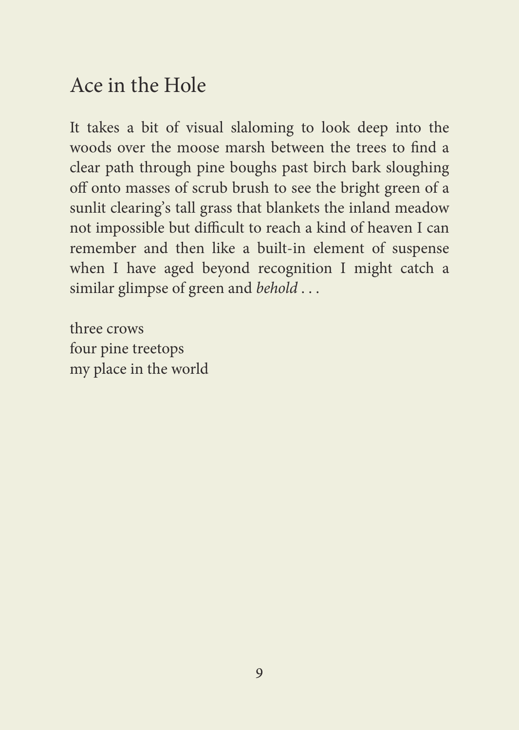# Ace in the Hole

It takes a bit of visual slaloming to look deep into the woods over the moose marsh between the trees to find a clear path through pine boughs past birch bark sloughing off onto masses of scrub brush to see the bright green of a sunlit clearing's tall grass that blankets the inland meadow not impossible but difficult to reach a kind of heaven I can remember and then like a built-in element of suspense when I have aged beyond recognition I might catch a similar glimpse of green and *behold* . . .

three crows  
four pine treetops  
my place in the world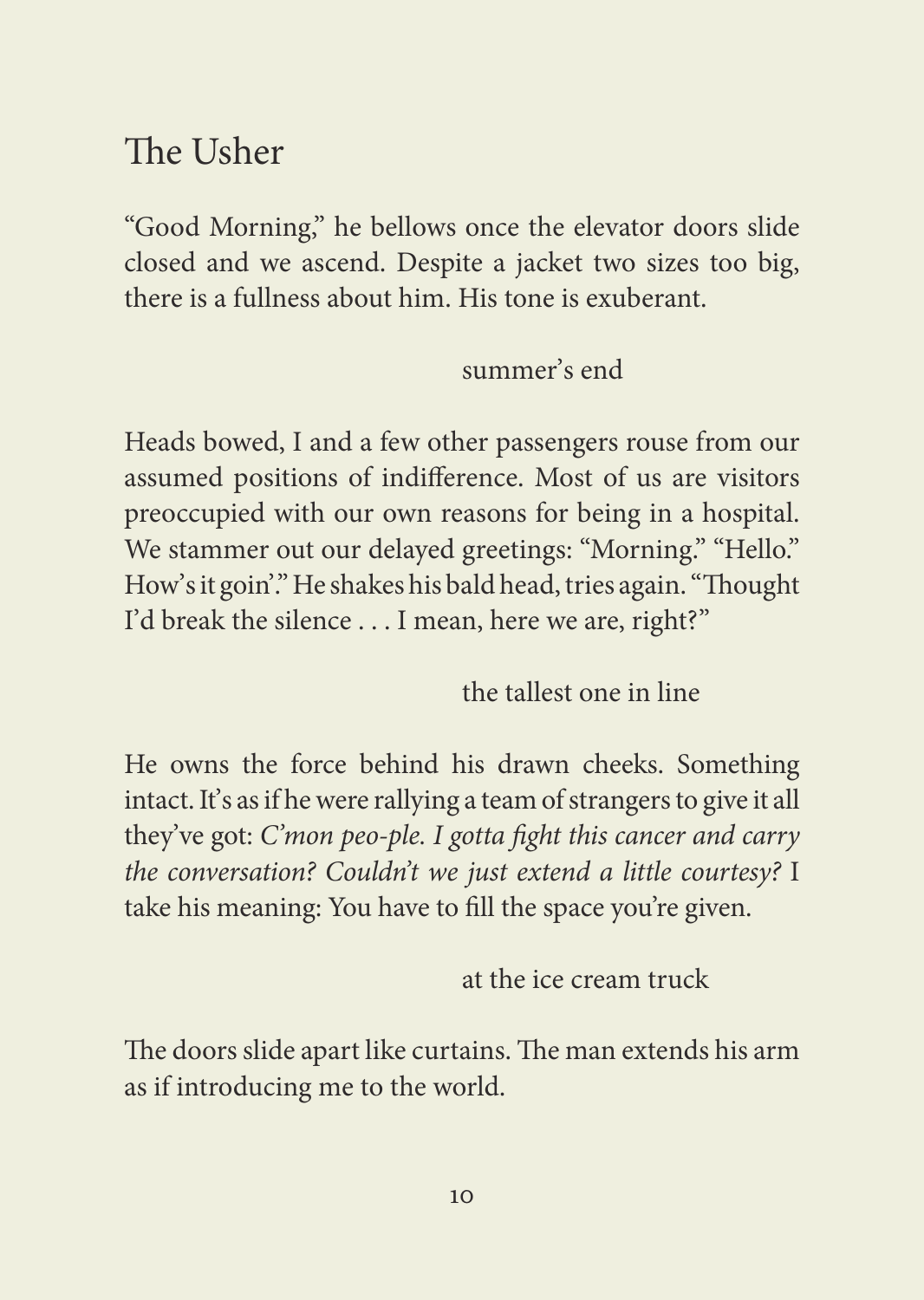# The Usher

"Good Morning," he bellows once the elevator doors slide closed and we ascend. Despite a jacket two sizes too big, there is a fullness about him. His tone is exuberant.

summer's end

Heads bowed, I and a few other passengers rouse from our assumed positions of indifference. Most of us are visitors preoccupied with our own reasons for being in a hospital. We stammer out our delayed greetings: "Morning." "Hello." How's it goin'." He shakes his bald head, tries again. "Thought I'd break the silence . . . I mean, here we are, right?"

the tallest one in line

He owns the force behind his drawn cheeks. Something intact. It's as if he were rallying a team of strangers to give it all they've got: *C'mon peo-ple. I gotta fight this cancer and carry the conversation? Couldn't we just extend a little courtesy?* I take his meaning: You have to fill the space you're given.

at the ice cream truck

The doors slide apart like curtains. The man extends his arm as if introducing me to the world.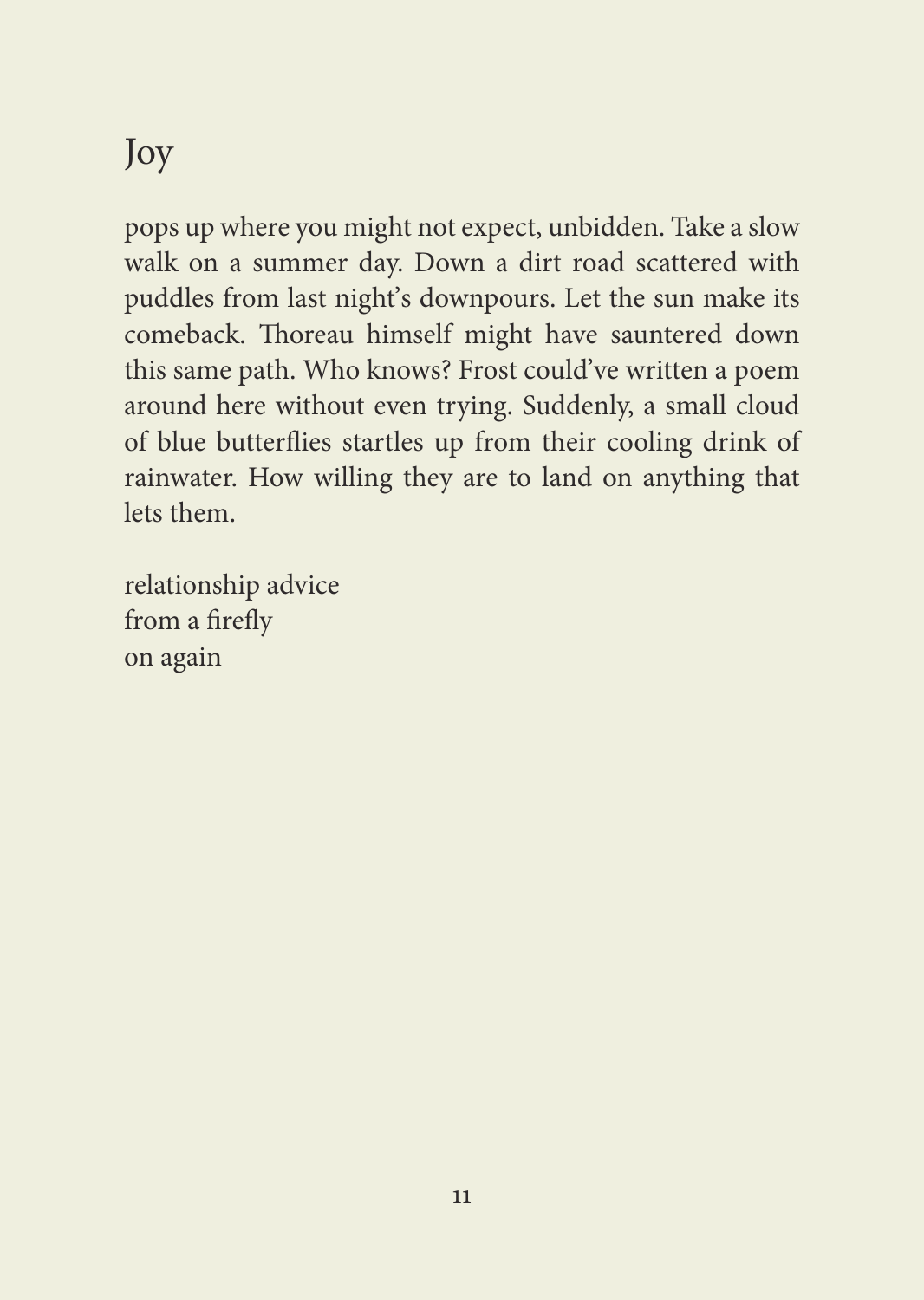# Joy

pops up where you might not expect, unbidden. Take a slow walk on a summer day. Down a dirt road scattered with puddles from last night's downpours. Let the sun make its comeback. Thoreau himself might have sauntered down this same path. Who knows? Frost could've written a poem around here without even trying. Suddenly, a small cloud of blue butterflies startles up from their cooling drink of rainwater. How willing they are to land on anything that lets them.

relationship advice  
from a firefly  
on again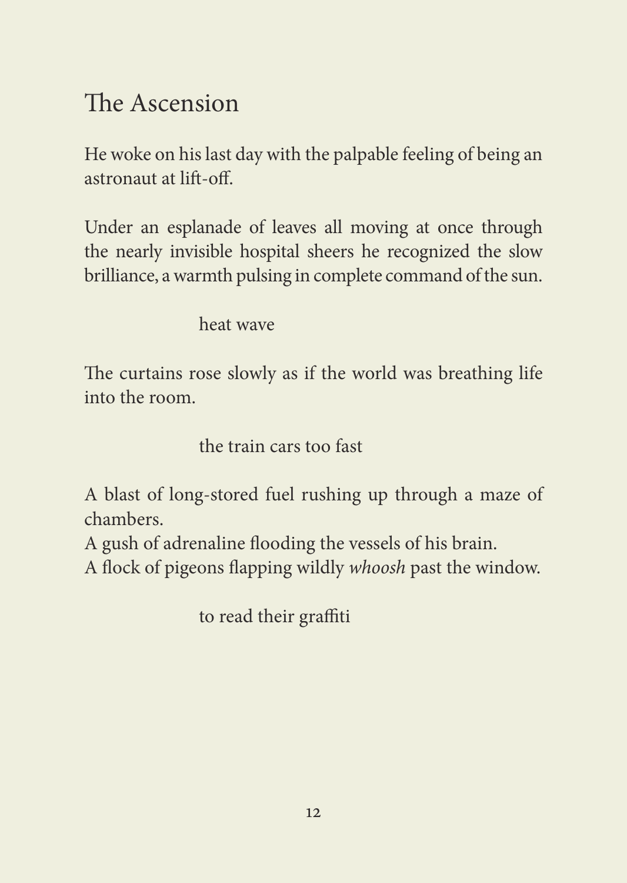# The Ascension

He woke on his last day with the palpable feeling of being an astronaut at lift-off.

Under an esplanade of leaves all moving at once through the nearly invisible hospital sheers he recognized the slow brilliance, a warmth pulsing in complete command of the sun.

> heat wave

The curtains rose slowly as if the world was breathing life into the room.

> the train cars too fast

A blast of long-stored fuel rushing up through a maze of chambers.  
A gush of adrenaline flooding the vessels of his brain.  
A flock of pigeons flapping wildly *whoosh* past the window.

> to read their graffiti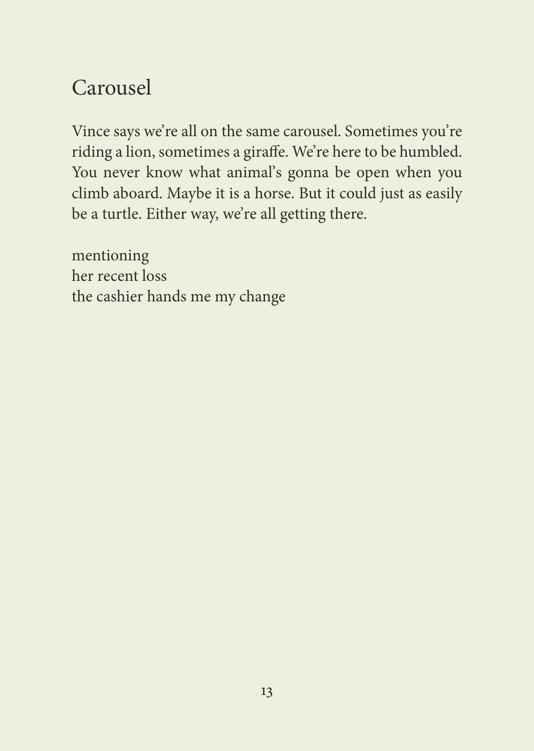# Carousel

Vince says we're all on the same carousel. Sometimes you're riding a lion, sometimes a giraffe. We're here to be humbled. You never know what animal's gonna be open when you climb aboard. Maybe it is a horse. But it could just as easily be a turtle. Either way, we're all getting there.

mentioning  
her recent loss  
the cashier hands me my change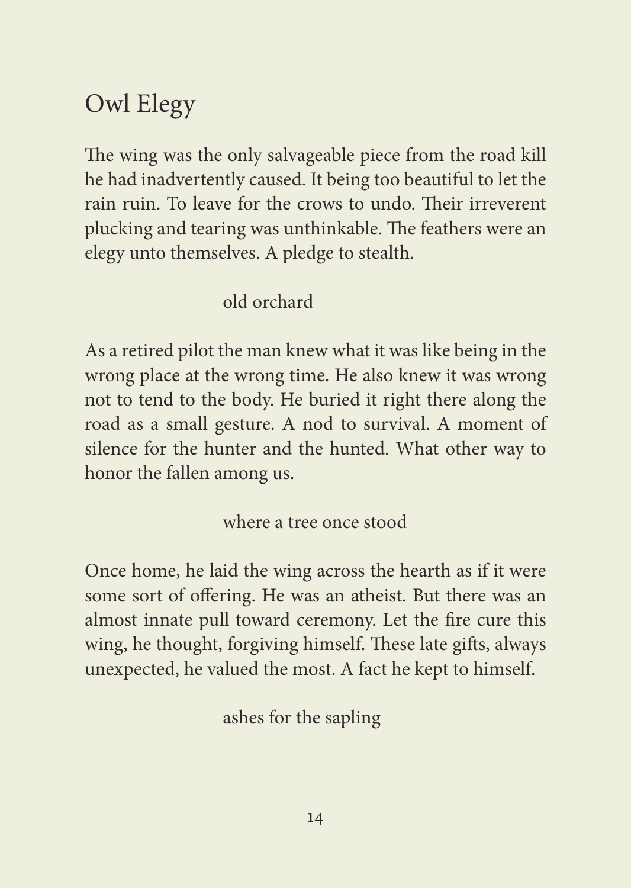# Owl Elegy

The wing was the only salvageable piece from the road kill he had inadvertently caused. It being too beautiful to let the rain ruin. To leave for the crows to undo. Their irreverent plucking and tearing was unthinkable. The feathers were an elegy unto themselves. A pledge to stealth.

old orchard

As a retired pilot the man knew what it was like being in the wrong place at the wrong time. He also knew it was wrong not to tend to the body. He buried it right there along the road as a small gesture. A nod to survival. A moment of silence for the hunter and the hunted. What other way to honor the fallen among us.

where a tree once stood

Once home, he laid the wing across the hearth as if it were some sort of offering. He was an atheist. But there was an almost innate pull toward ceremony. Let the fire cure this wing, he thought, forgiving himself. These late gifts, always unexpected, he valued the most. A fact he kept to himself.

ashes for the sapling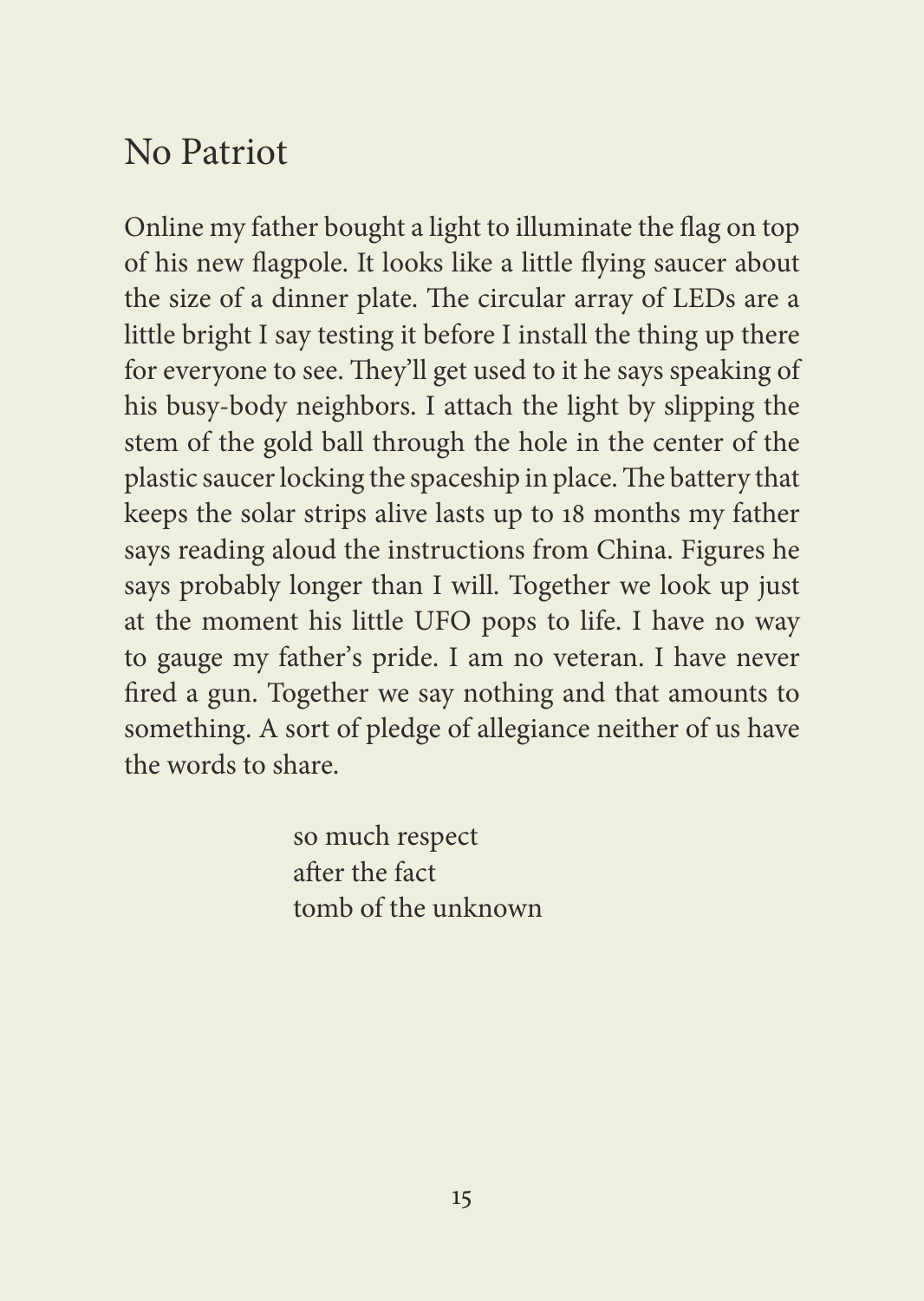# No Patriot

Online my father bought a light to illuminate the flag on top of his new flagpole. It looks like a little flying saucer about the size of a dinner plate. The circular array of LEDs are a little bright I say testing it before I install the thing up there for everyone to see. They'll get used to it he says speaking of his busy-body neighbors. I attach the light by slipping the stem of the gold ball through the hole in the center of the plastic saucer locking the spaceship in place. The battery that keeps the solar strips alive lasts up to 18 months my father says reading aloud the instructions from China. Figures he says probably longer than I will. Together we look up just at the moment his little UFO pops to life. I have no way to gauge my father's pride. I am no veteran. I have never fired a gun. Together we say nothing and that amounts to something. A sort of pledge of allegiance neither of us have the words to share.

> so much respect
> after the fact
> tomb of the unknown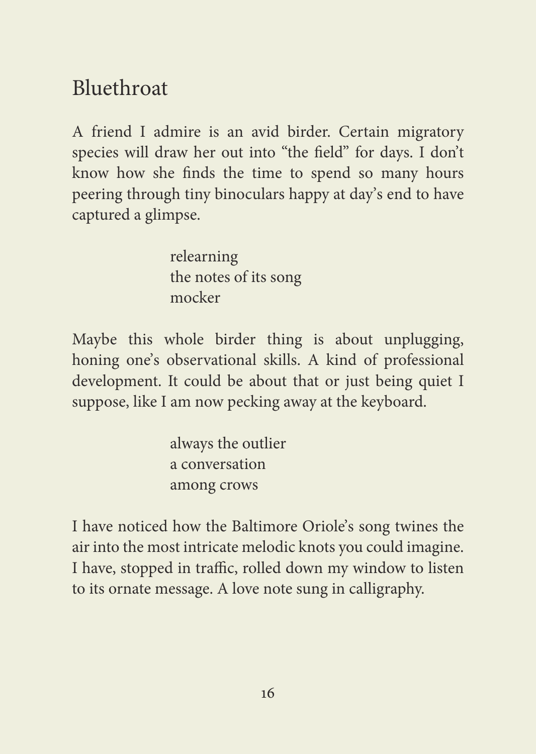# Bluethroat

A friend I admire is an avid birder. Certain migratory species will draw her out into "the field" for days. I don't know how she finds the time to spend so many hours peering through tiny binoculars happy at day's end to have captured a glimpse.

> relearning  
> the notes of its song  
> mocker

Maybe this whole birder thing is about unplugging, honing one's observational skills. A kind of professional development. It could be about that or just being quiet I suppose, like I am now pecking away at the keyboard.

> always the outlier  
> a conversation  
> among crows

I have noticed how the Baltimore Oriole's song twines the air into the most intricate melodic knots you could imagine. I have, stopped in traffic, rolled down my window to listen to its ornate message. A love note sung in calligraphy.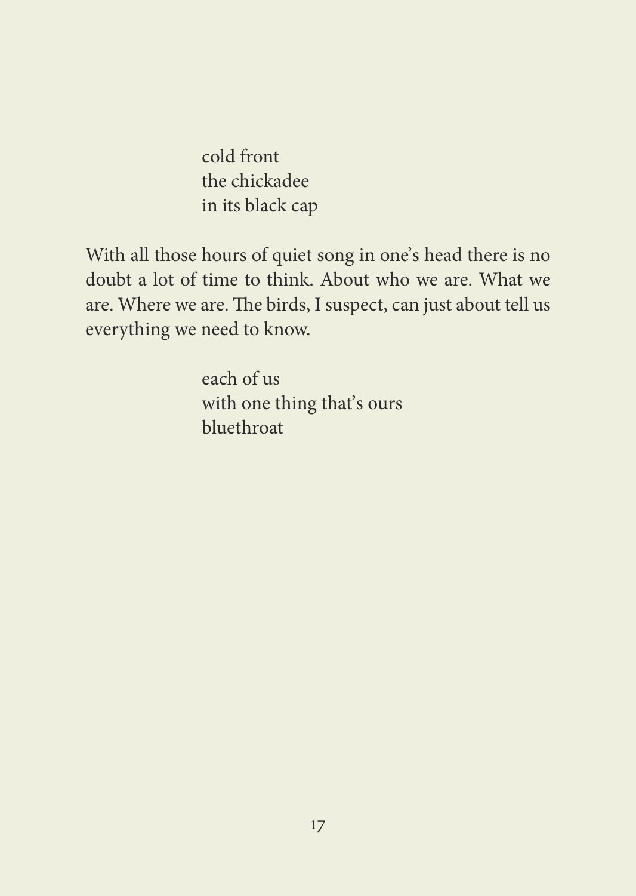cold front  
the chickadee  
in its black cap

With all those hours of quiet song in one's head there is no doubt a lot of time to think. About who we are. What we are. Where we are. The birds, I suspect, can just about tell us everything we need to know.

each of us  
with one thing that's ours  
bluethroat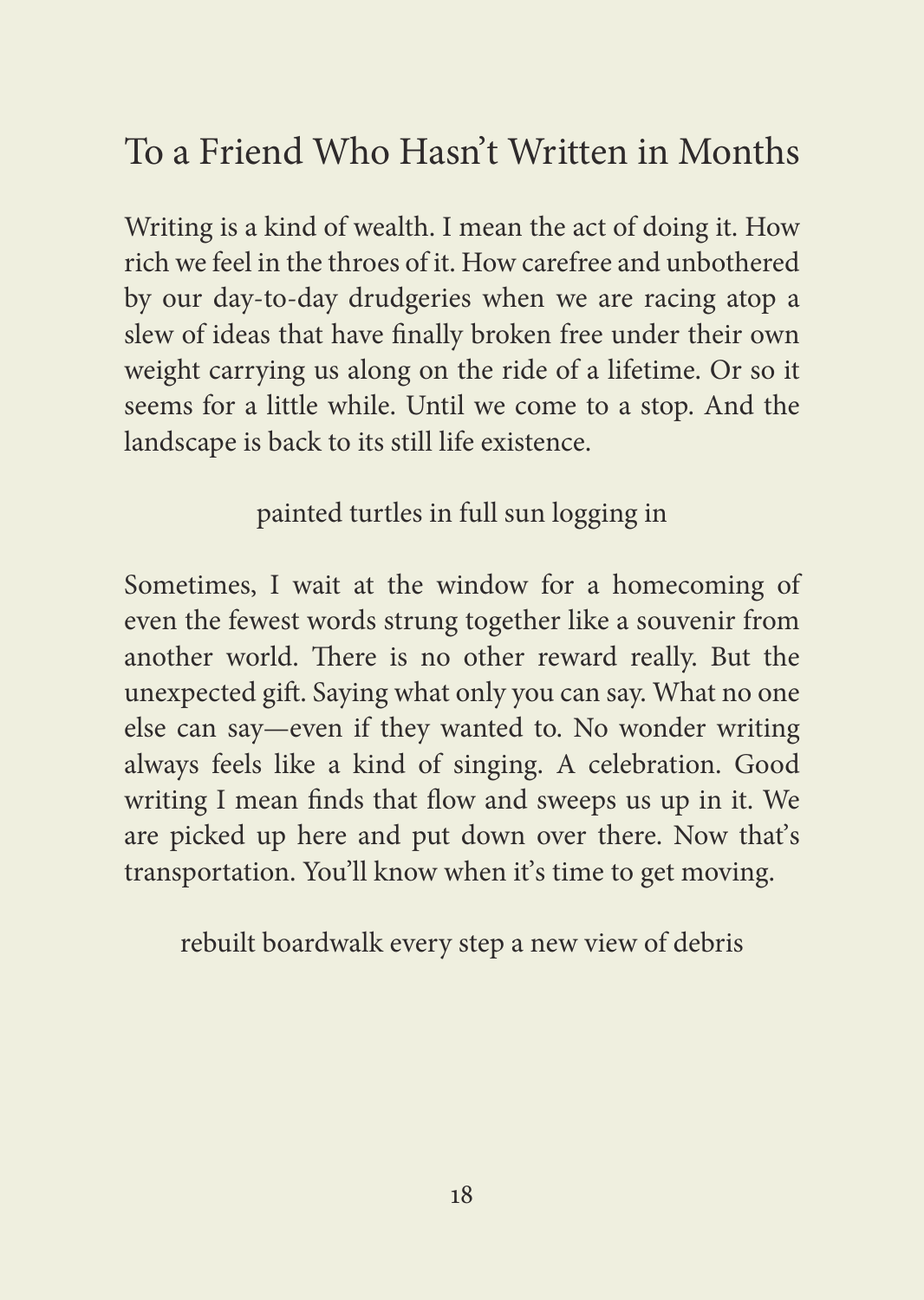# To a Friend Who Hasn't Written in Months

Writing is a kind of wealth. I mean the act of doing it. How rich we feel in the throes of it. How carefree and unbothered by our day-to-day drudgeries when we are racing atop a slew of ideas that have finally broken free under their own weight carrying us along on the ride of a lifetime. Or so it seems for a little while. Until we come to a stop. And the landscape is back to its still life existence.

painted turtles in full sun logging in

Sometimes, I wait at the window for a homecoming of even the fewest words strung together like a souvenir from another world. There is no other reward really. But the unexpected gift. Saying what only you can say. What no one else can say—even if they wanted to. No wonder writing always feels like a kind of singing. A celebration. Good writing I mean finds that flow and sweeps us up in it. We are picked up here and put down over there. Now that's transportation. You'll know when it's time to get moving.

rebuilt boardwalk every step a new view of debris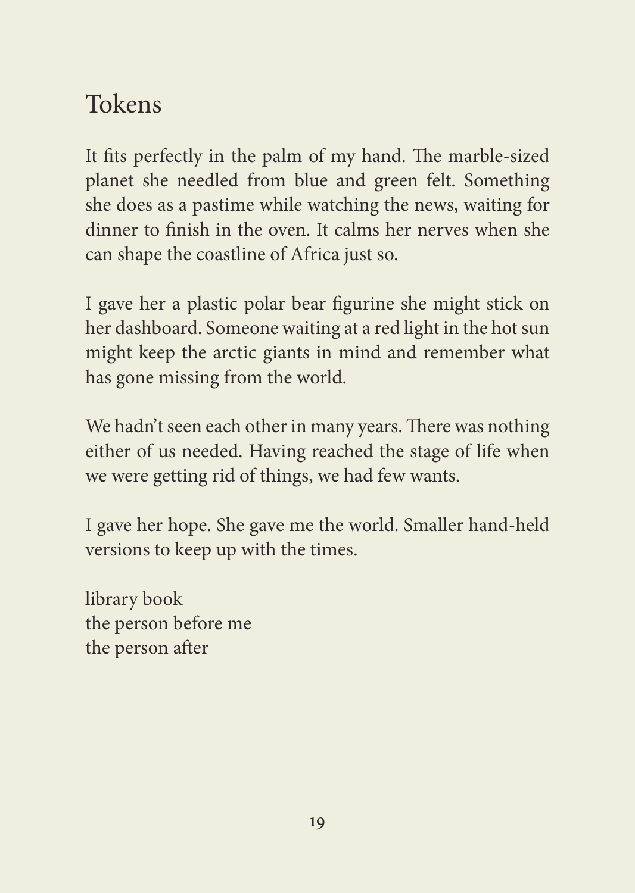# Tokens

It fits perfectly in the palm of my hand. The marble-sized planet she needled from blue and green felt. Something she does as a pastime while watching the news, waiting for dinner to finish in the oven. It calms her nerves when she can shape the coastline of Africa just so.

I gave her a plastic polar bear figurine she might stick on her dashboard. Someone waiting at a red light in the hot sun might keep the arctic giants in mind and remember what has gone missing from the world.

We hadn't seen each other in many years. There was nothing either of us needed. Having reached the stage of life when we were getting rid of things, we had few wants.

I gave her hope. She gave me the world. Smaller hand-held versions to keep up with the times.

library book  
the person before me  
the person after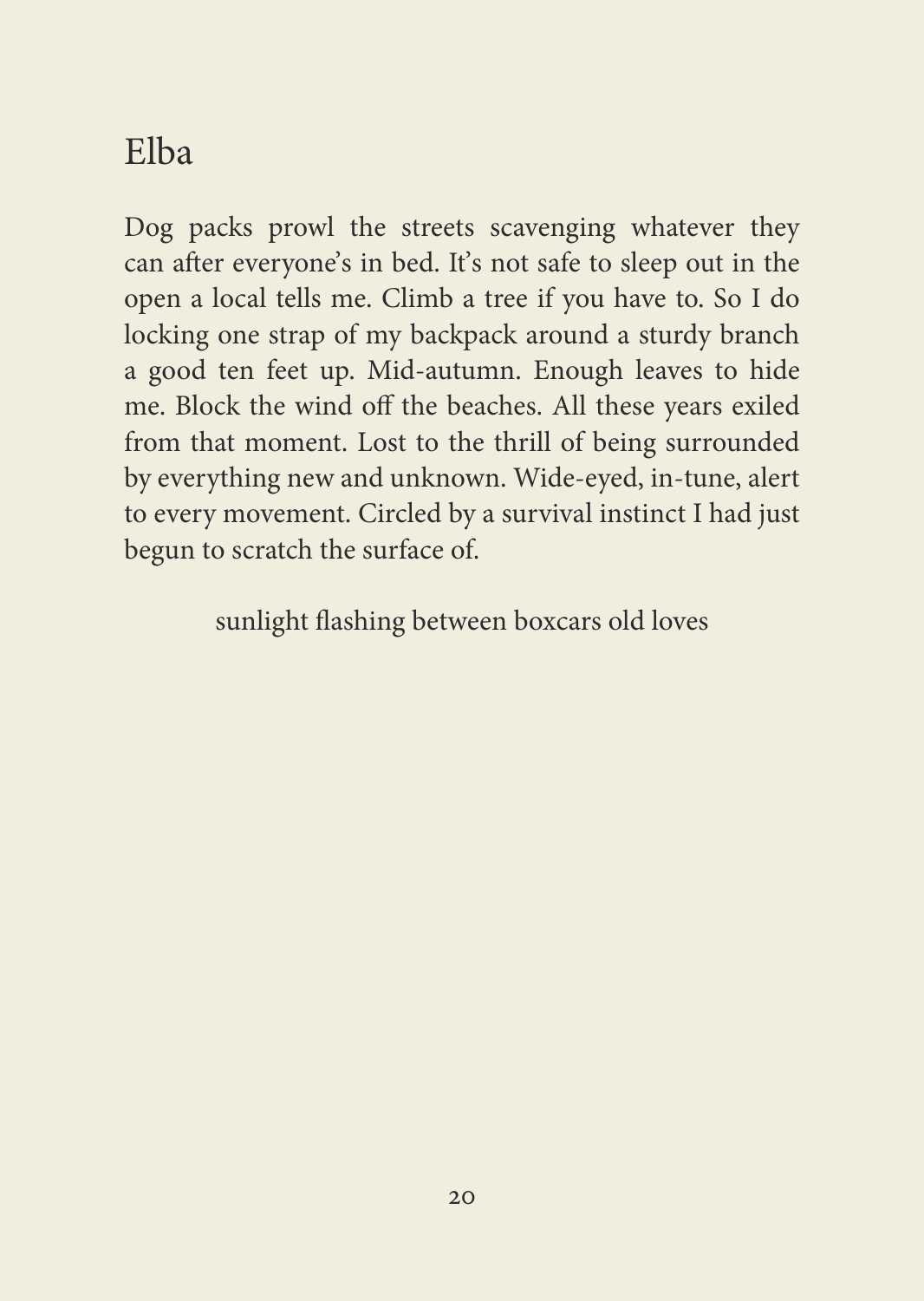# Elba

Dog packs prowl the streets scavenging whatever they can after everyone's in bed. It's not safe to sleep out in the open a local tells me. Climb a tree if you have to. So I do locking one strap of my backpack around a sturdy branch a good ten feet up. Mid-autumn. Enough leaves to hide me. Block the wind off the beaches. All these years exiled from that moment. Lost to the thrill of being surrounded by everything new and unknown. Wide-eyed, in-tune, alert to every movement. Circled by a survival instinct I had just begun to scratch the surface of.

sunlight flashing between boxcars old loves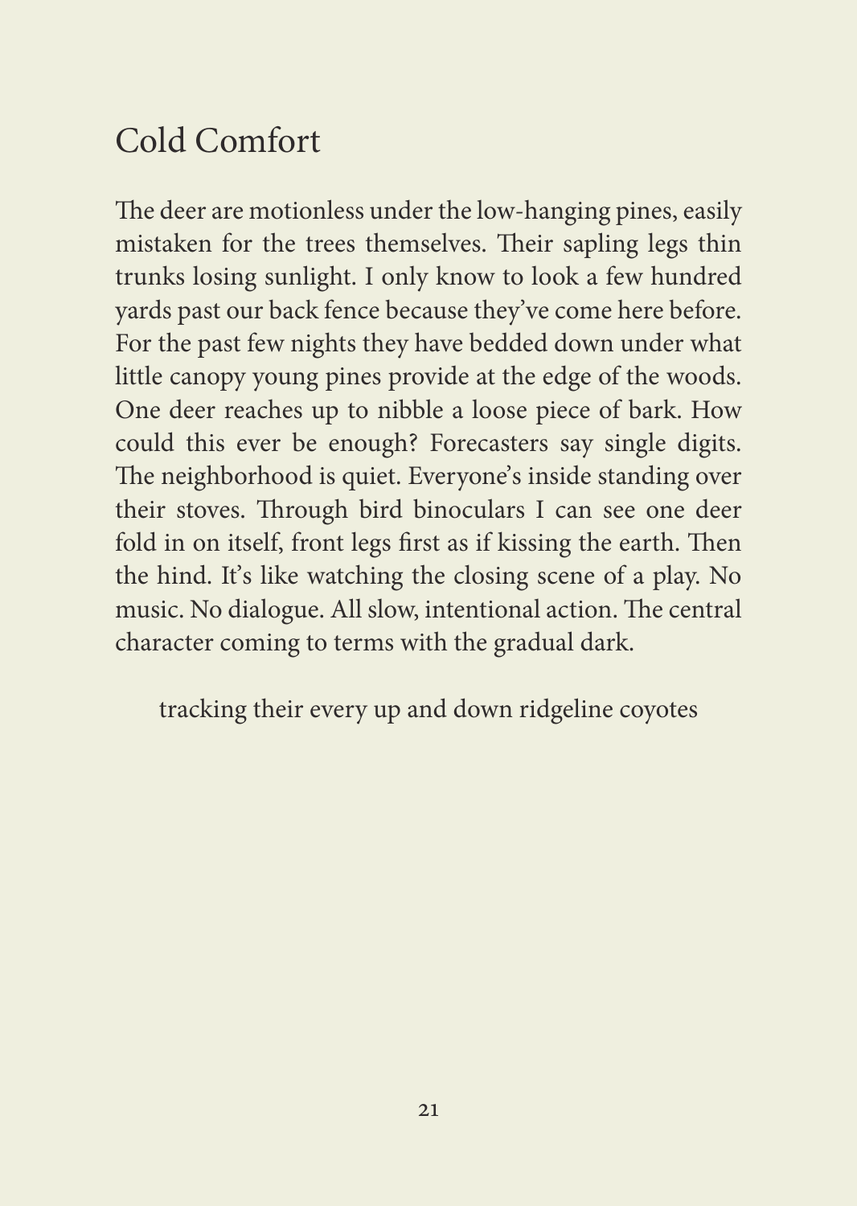# Cold Comfort

The deer are motionless under the low-hanging pines, easily mistaken for the trees themselves. Their sapling legs thin trunks losing sunlight. I only know to look a few hundred yards past our back fence because they've come here before. For the past few nights they have bedded down under what little canopy young pines provide at the edge of the woods. One deer reaches up to nibble a loose piece of bark. How could this ever be enough? Forecasters say single digits. The neighborhood is quiet. Everyone's inside standing over their stoves. Through bird binoculars I can see one deer fold in on itself, front legs first as if kissing the earth. Then the hind. It's like watching the closing scene of a play. No music. No dialogue. All slow, intentional action. The central character coming to terms with the gradual dark.

tracking their every up and down ridgeline coyotes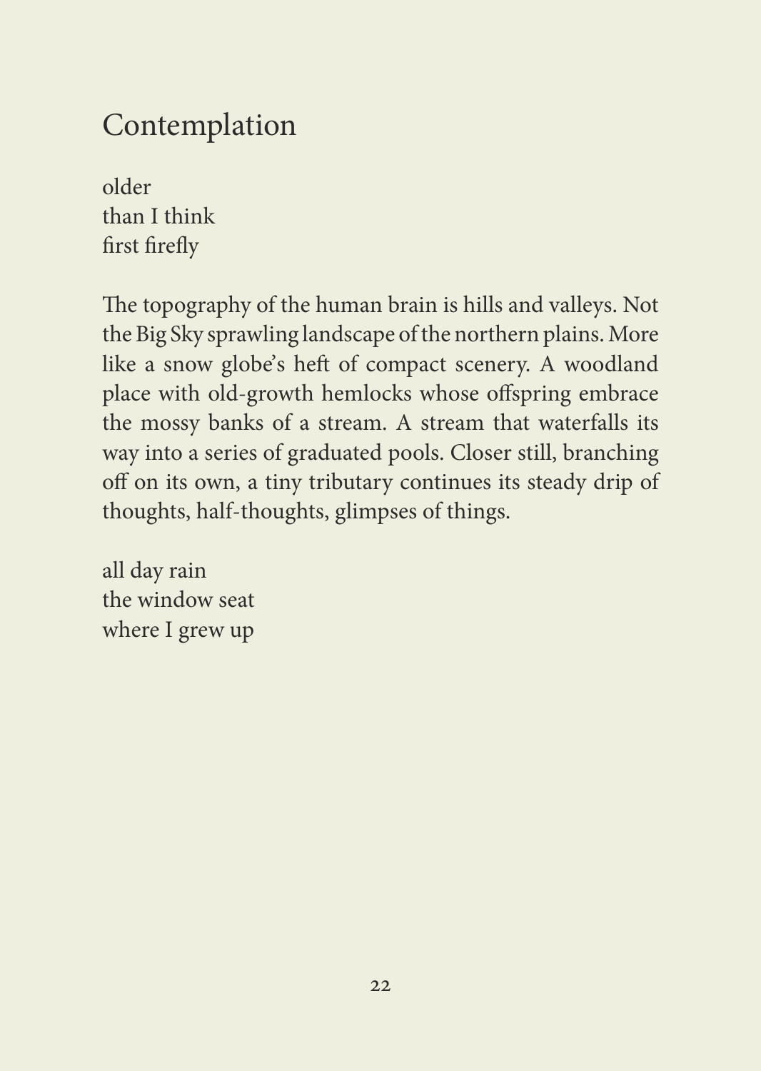# Contemplation

older  
than I think  
first firefly

The topography of the human brain is hills and valleys. Not the Big Sky sprawling landscape of the northern plains. More like a snow globe's heft of compact scenery. A woodland place with old-growth hemlocks whose offspring embrace the mossy banks of a stream. A stream that waterfalls its way into a series of graduated pools. Closer still, branching off on its own, a tiny tributary continues its steady drip of thoughts, half-thoughts, glimpses of things.

all day rain  
the window seat  
where I grew up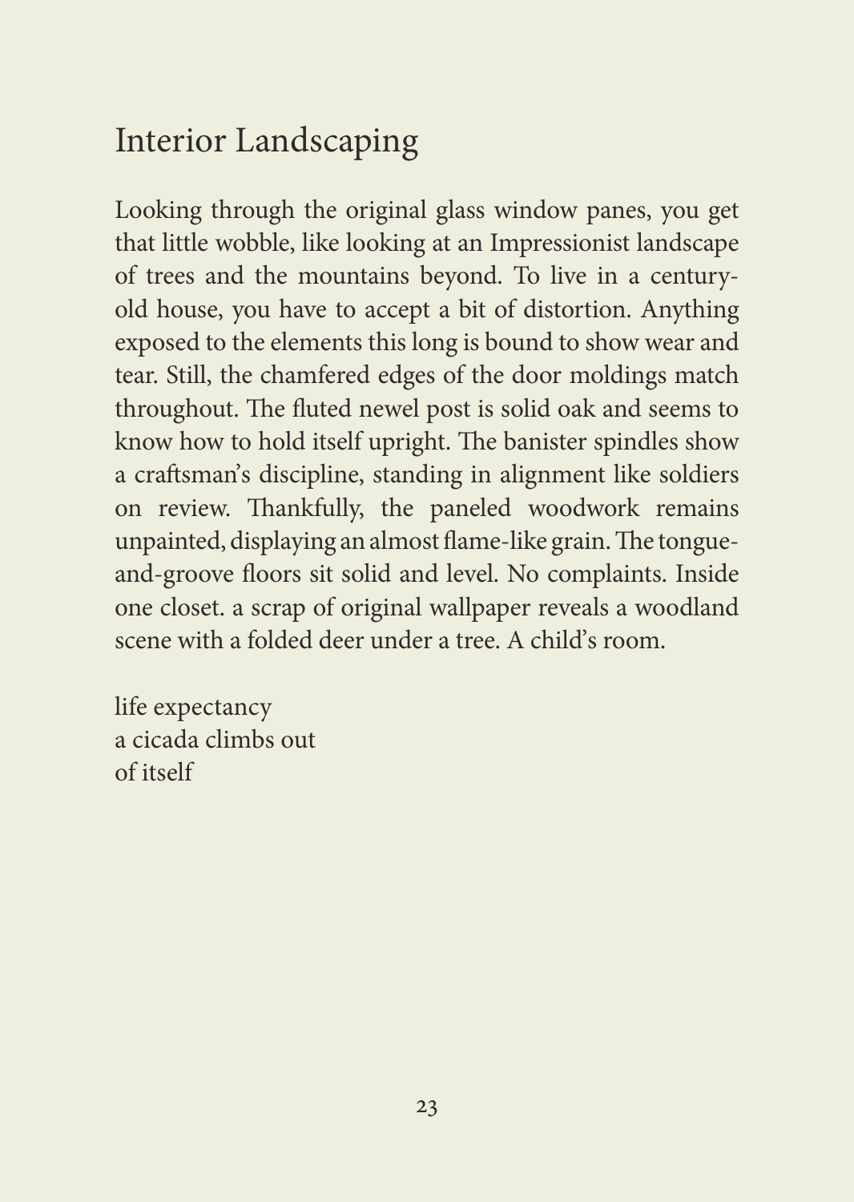# Interior Landscaping

Looking through the original glass window panes, you get that little wobble, like looking at an Impressionist landscape of trees and the mountains beyond. To live in a century-old house, you have to accept a bit of distortion. Anything exposed to the elements this long is bound to show wear and tear. Still, the chamfered edges of the door moldings match throughout. The fluted newel post is solid oak and seems to know how to hold itself upright. The banister spindles show a craftsman's discipline, standing in alignment like soldiers on review. Thankfully, the paneled woodwork remains unpainted, displaying an almost flame-like grain. The tongue-and-groove floors sit solid and level. No complaints. Inside one closet. a scrap of original wallpaper reveals a woodland scene with a folded deer under a tree. A child's room.

life expectancy  
a cicada climbs out  
of itself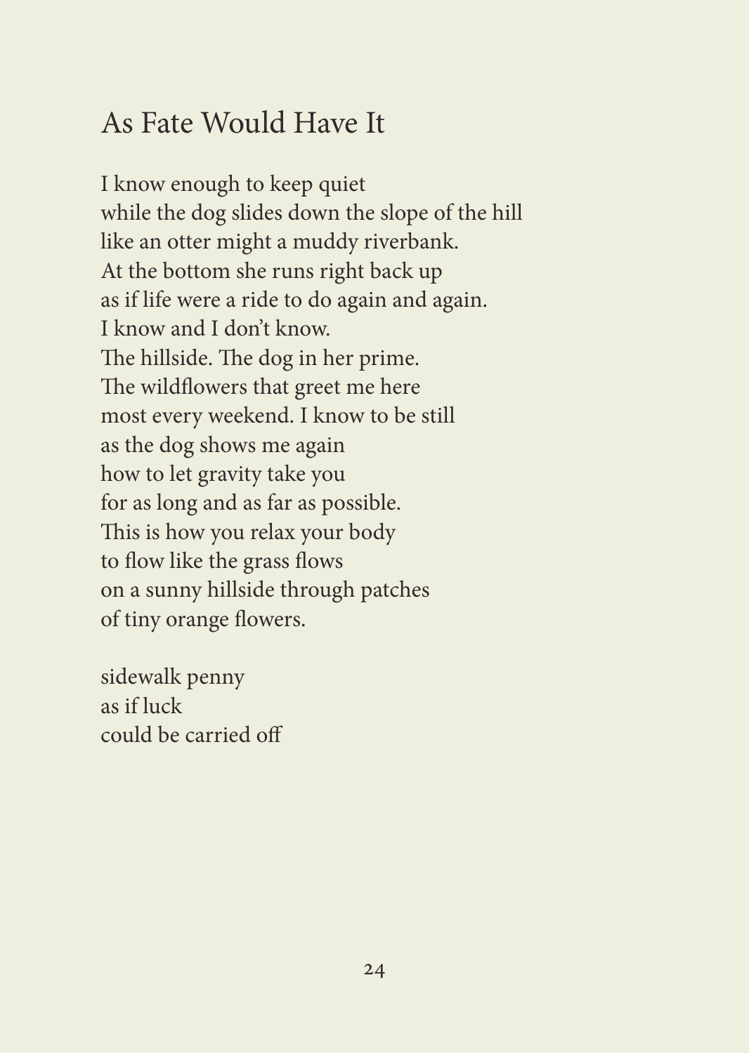# As Fate Would Have It

I know enough to keep quiet  
while the dog slides down the slope of the hill  
like an otter might a muddy riverbank.  
At the bottom she runs right back up  
as if life were a ride to do again and again.  
I know and I don't know.  
The hillside. The dog in her prime.  
The wildflowers that greet me here  
most every weekend. I know to be still  
as the dog shows me again  
how to let gravity take you  
for as long and as far as possible.  
This is how you relax your body  
to flow like the grass flows  
on a sunny hillside through patches  
of tiny orange flowers.

sidewalk penny  
as if luck  
could be carried off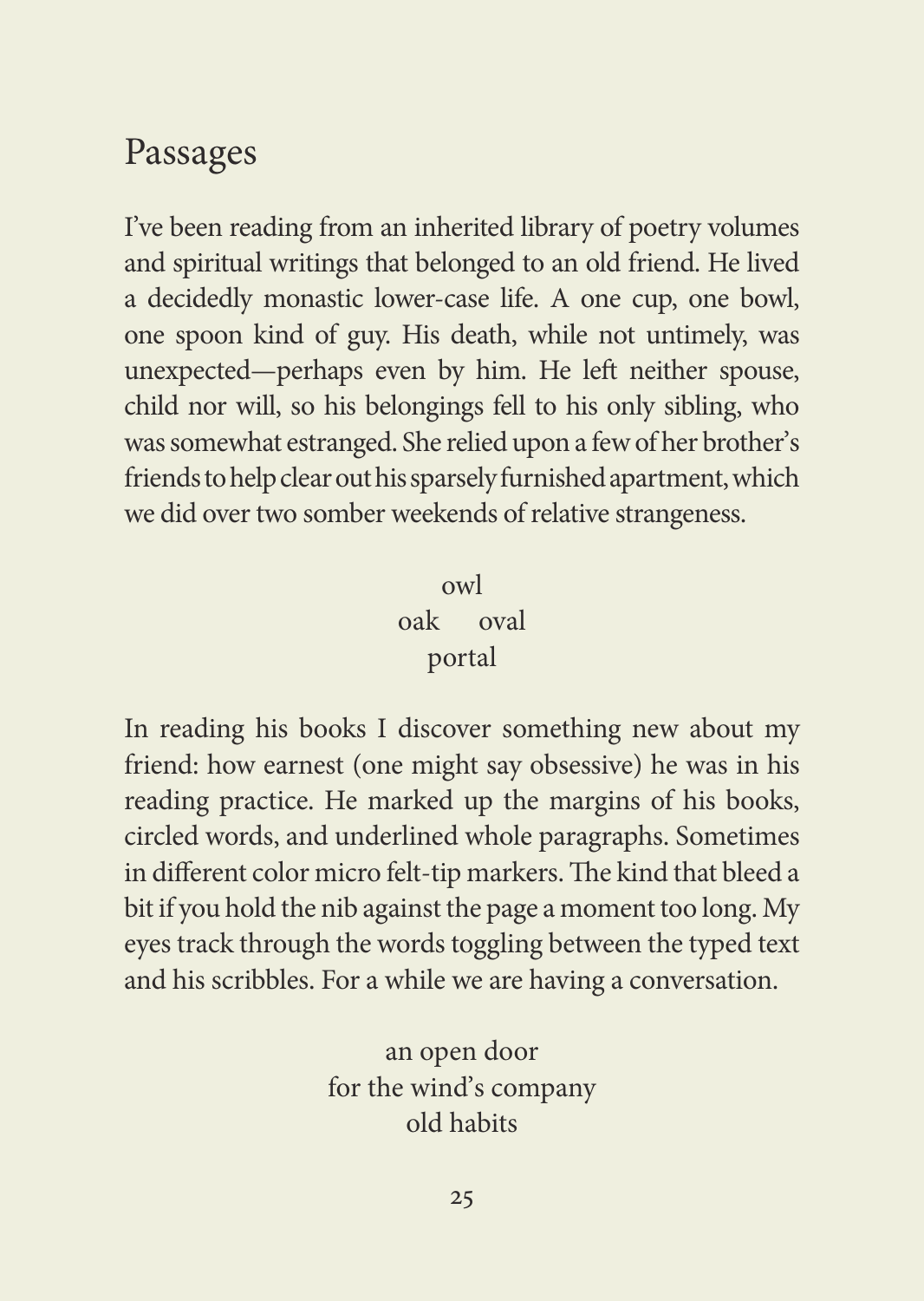## Passages

I've been reading from an inherited library of poetry volumes and spiritual writings that belonged to an old friend. He lived a decidedly monastic lower-case life. A one cup, one bowl, one spoon kind of guy. His death, while not untimely, was unexpected—perhaps even by him. He left neither spouse, child nor will, so his belongings fell to his only sibling, who was somewhat estranged. She relied upon a few of her brother's friends to help clear out his sparsely furnished apartment, which we did over two somber weekends of relative strangeness.

owl
oak     oval
portal

In reading his books I discover something new about my friend: how earnest (one might say obsessive) he was in his reading practice. He marked up the margins of his books, circled words, and underlined whole paragraphs. Sometimes in different color micro felt-tip markers. The kind that bleed a bit if you hold the nib against the page a moment too long. My eyes track through the words toggling between the typed text and his scribbles. For a while we are having a conversation.

an open door
for the wind's company
old habits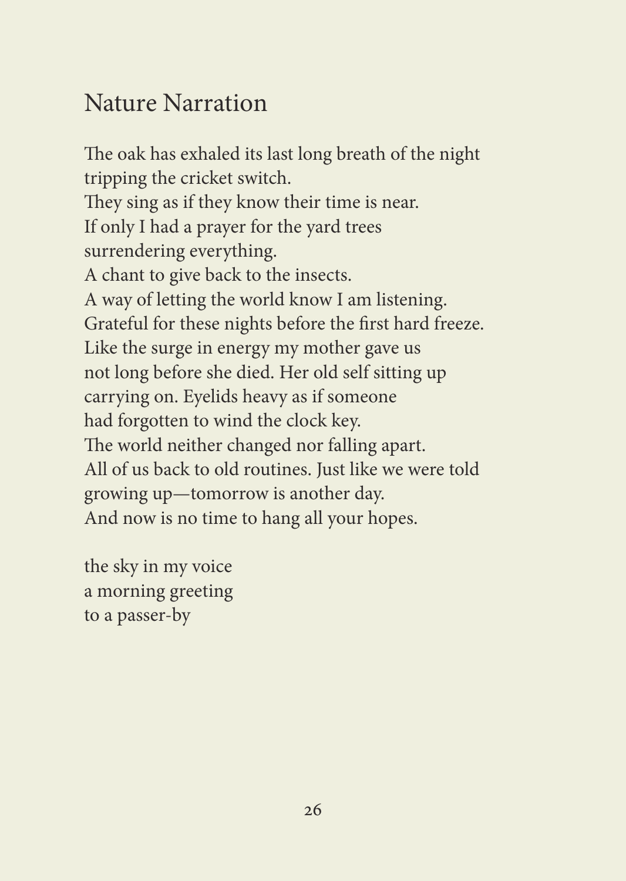# Nature Narration

The oak has exhaled its last long breath of the night  
tripping the cricket switch.  
They sing as if they know their time is near.  
If only I had a prayer for the yard trees  
surrendering everything.  
A chant to give back to the insects.  
A way of letting the world know I am listening.  
Grateful for these nights before the first hard freeze.  
Like the surge in energy my mother gave us  
not long before she died. Her old self sitting up  
carrying on. Eyelids heavy as if someone  
had forgotten to wind the clock key.  
The world neither changed nor falling apart.  
All of us back to old routines. Just like we were told  
growing up—tomorrow is another day.  
And now is no time to hang all your hopes.

the sky in my voice  
a morning greeting  
to a passer-by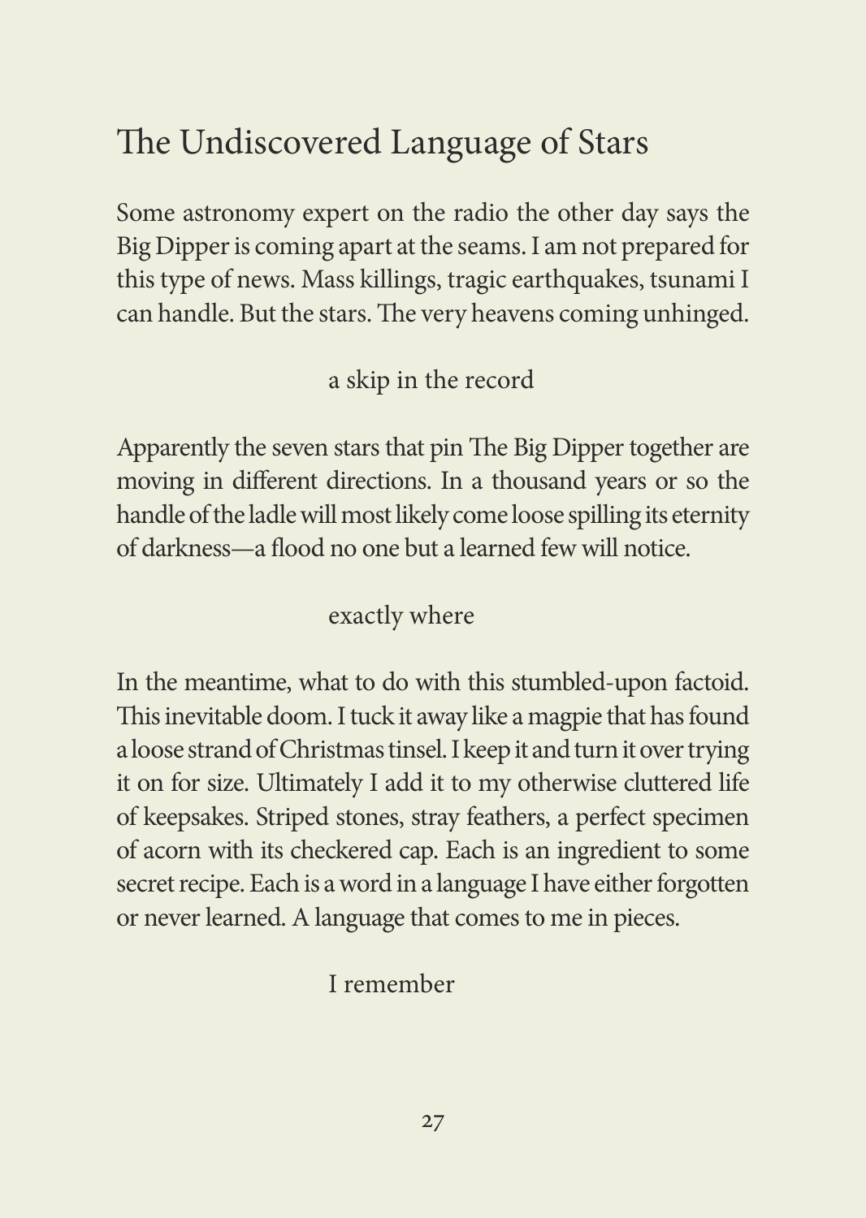# The Undiscovered Language of Stars

Some astronomy expert on the radio the other day says the Big Dipper is coming apart at the seams. I am not prepared for this type of news. Mass killings, tragic earthquakes, tsunami I can handle. But the stars. The very heavens coming unhinged.

a skip in the record

Apparently the seven stars that pin The Big Dipper together are moving in different directions. In a thousand years or so the handle of the ladle will most likely come loose spilling its eternity of darkness—a flood no one but a learned few will notice.

exactly where

In the meantime, what to do with this stumbled-upon factoid. This inevitable doom. I tuck it away like a magpie that has found a loose strand of Christmas tinsel. I keep it and turn it over trying it on for size. Ultimately I add it to my otherwise cluttered life of keepsakes. Striped stones, stray feathers, a perfect specimen of acorn with its checkered cap. Each is an ingredient to some secret recipe. Each is a word in a language I have either forgotten or never learned. A language that comes to me in pieces.

I remember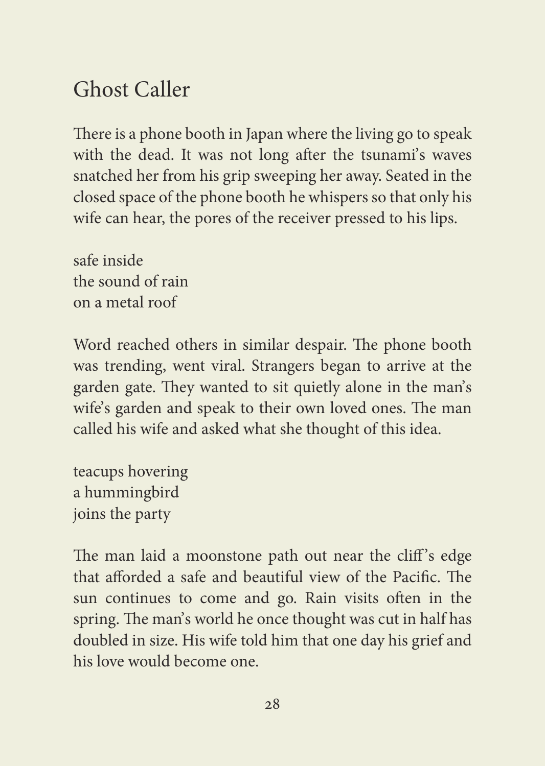# Ghost Caller

There is a phone booth in Japan where the living go to speak with the dead. It was not long after the tsunami's waves snatched her from his grip sweeping her away. Seated in the closed space of the phone booth he whispers so that only his wife can hear, the pores of the receiver pressed to his lips.

safe inside  
the sound of rain  
on a metal roof

Word reached others in similar despair. The phone booth was trending, went viral. Strangers began to arrive at the garden gate. They wanted to sit quietly alone in the man's wife's garden and speak to their own loved ones. The man called his wife and asked what she thought of this idea.

teacups hovering  
a hummingbird  
joins the party

The man laid a moonstone path out near the cliff's edge that afforded a safe and beautiful view of the Pacific. The sun continues to come and go. Rain visits often in the spring. The man's world he once thought was cut in half has doubled in size. His wife told him that one day his grief and his love would become one.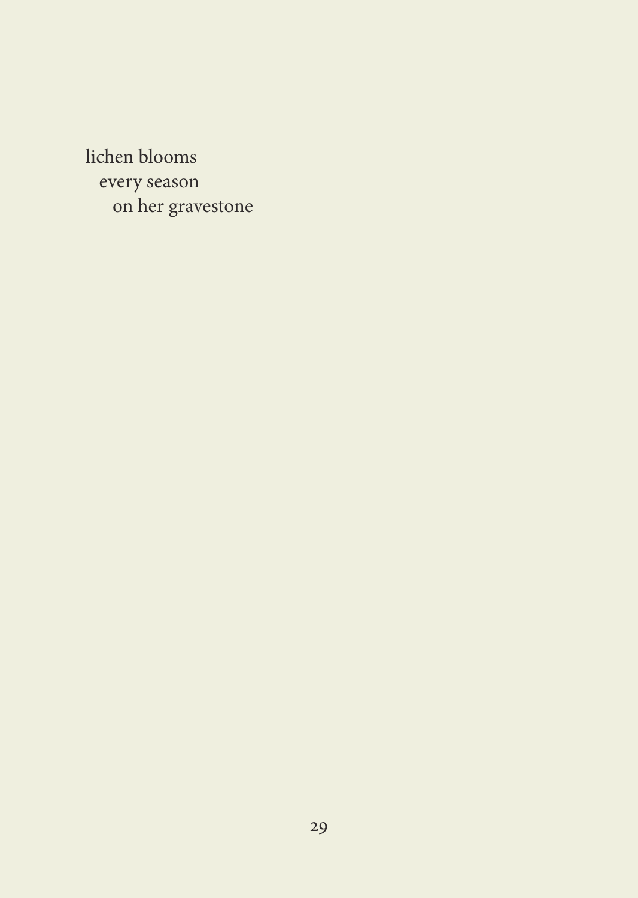lichen blooms
  every season
    on her gravestone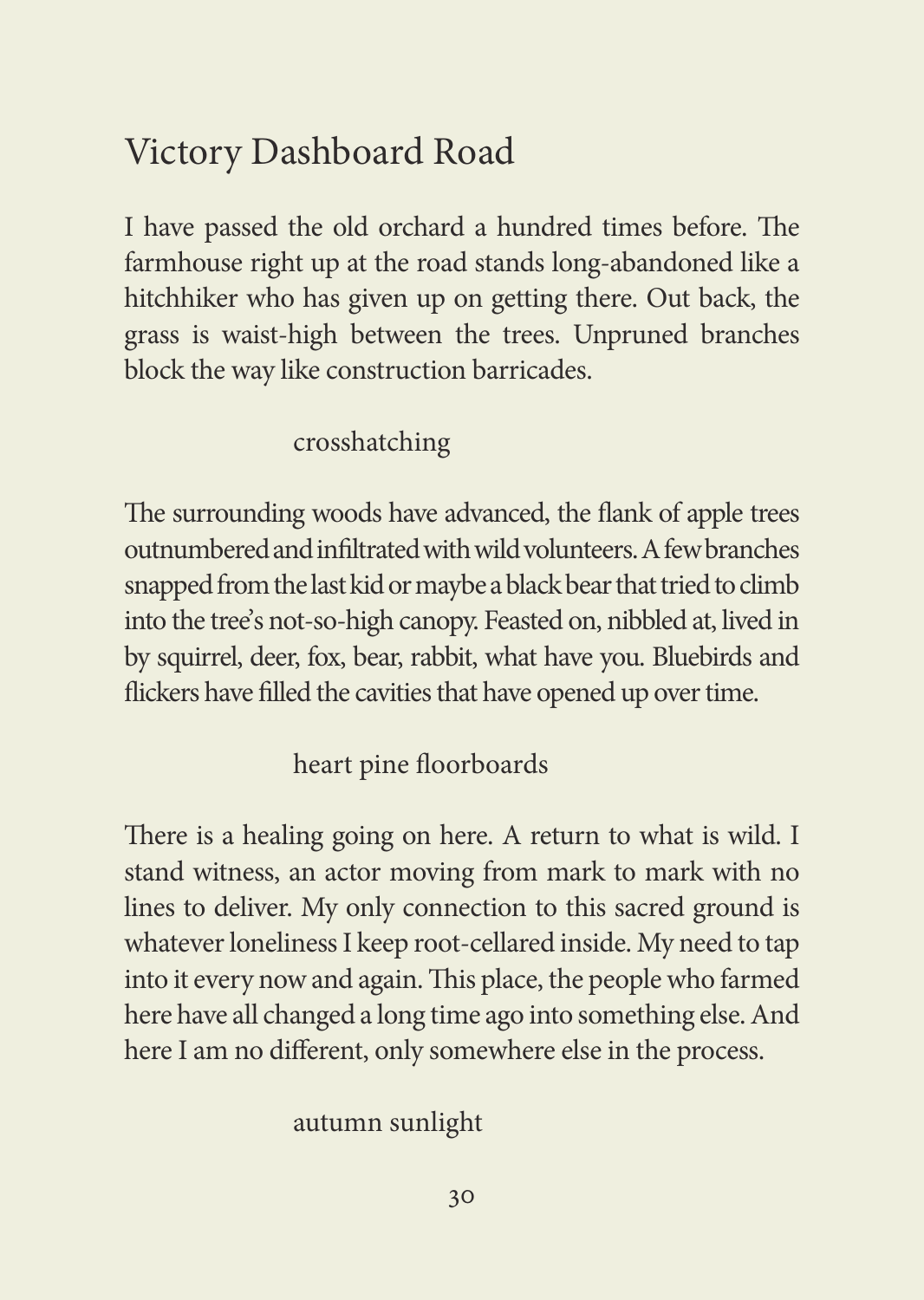# Victory Dashboard Road

I have passed the old orchard a hundred times before. The farmhouse right up at the road stands long-abandoned like a hitchhiker who has given up on getting there. Out back, the grass is waist-high between the trees. Unpruned branches block the way like construction barricades.

crosshatching

The surrounding woods have advanced, the flank of apple trees outnumbered and infiltrated with wild volunteers. A few branches snapped from the last kid or maybe a black bear that tried to climb into the tree's not-so-high canopy. Feasted on, nibbled at, lived in by squirrel, deer, fox, bear, rabbit, what have you. Bluebirds and flickers have filled the cavities that have opened up over time.

heart pine floorboards

There is a healing going on here. A return to what is wild. I stand witness, an actor moving from mark to mark with no lines to deliver. My only connection to this sacred ground is whatever loneliness I keep root-cellared inside. My need to tap into it every now and again. This place, the people who farmed here have all changed a long time ago into something else. And here I am no different, only somewhere else in the process.

autumn sunlight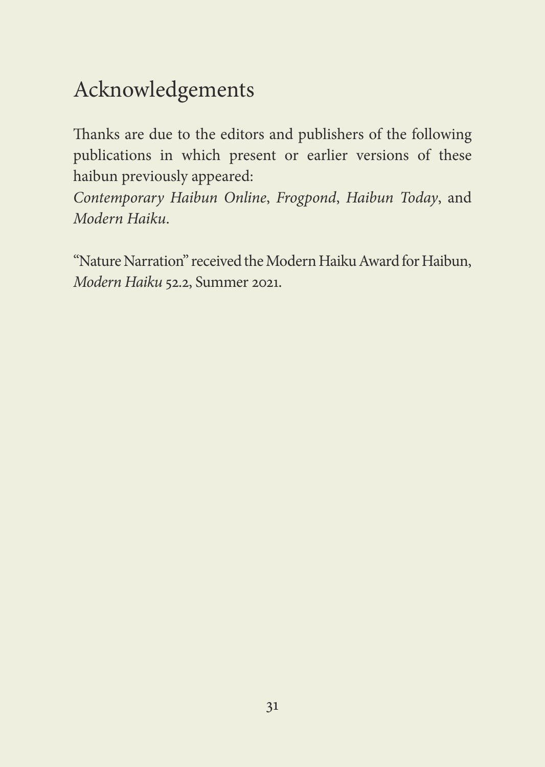# Acknowledgements

Thanks are due to the editors and publishers of the following publications in which present or earlier versions of these haibun previously appeared:
*Contemporary Haibun Online*, *Frogpond*, *Haibun Today*, and *Modern Haiku*.

"Nature Narration" received the Modern Haiku Award for Haibun, *Modern Haiku* 52.2, Summer 2021.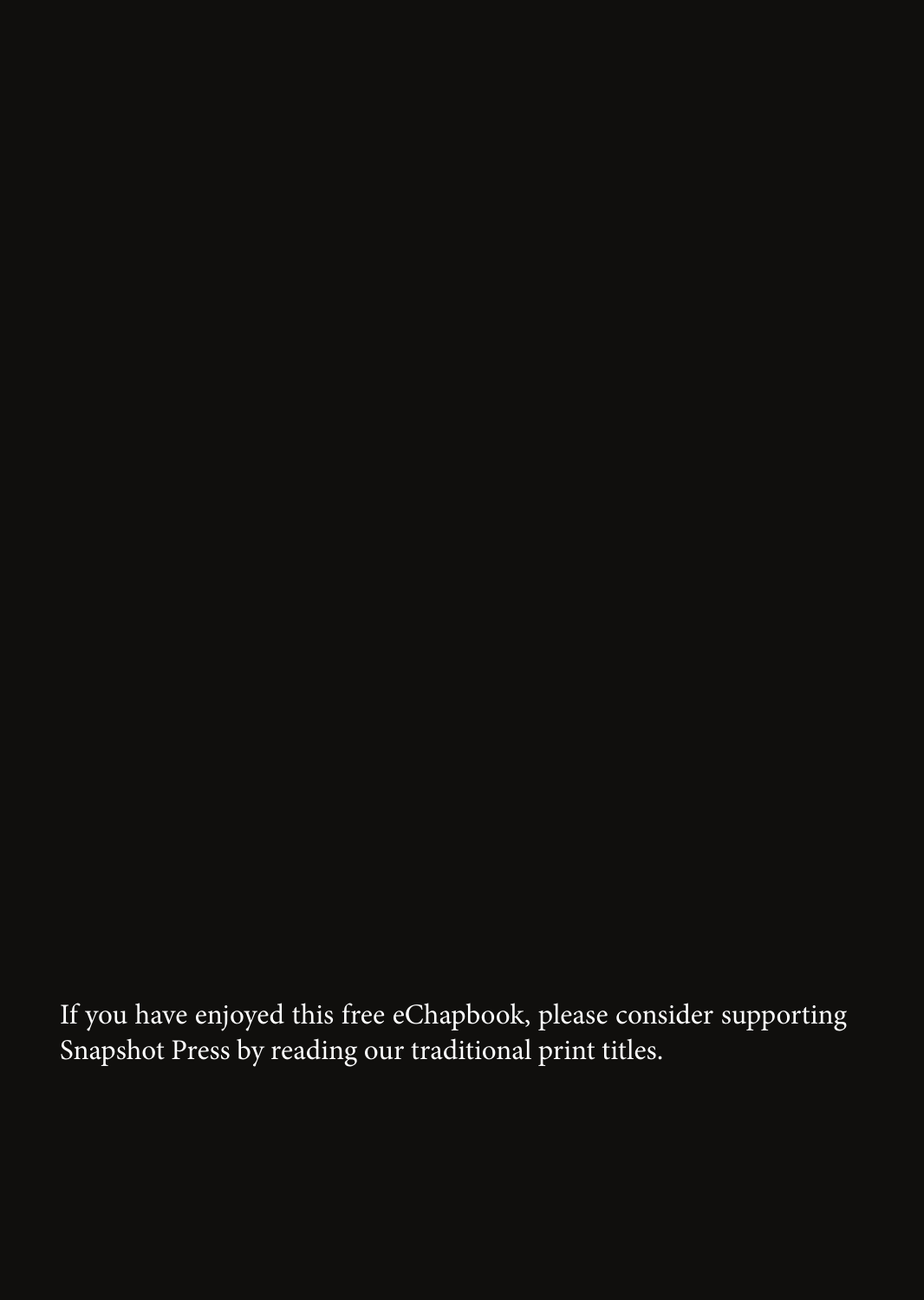If you have enjoyed this free eChapbook, please consider supporting Snapshot Press by reading our traditional print titles.